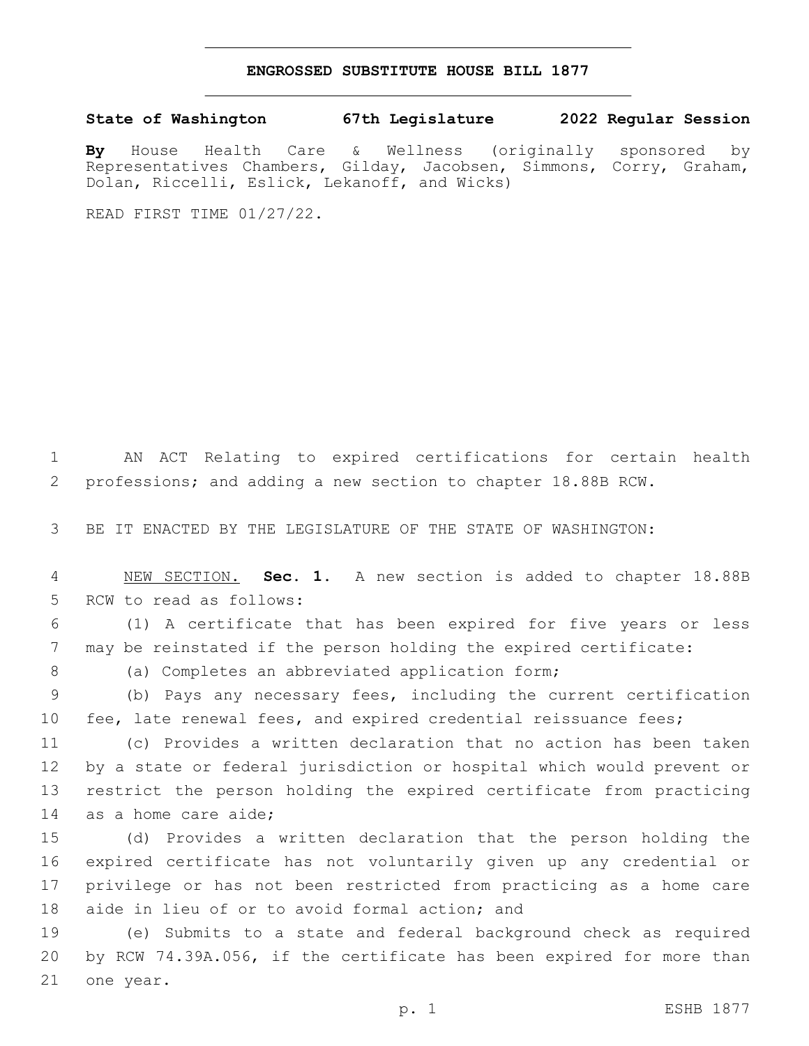# ENGROSSED SUBSTITUTE HOUSE BILL 1877

**State of Washington 67th Legislature 2022 Regular Session**

**By** House Health Care & Wellness (originally sponsored by Representatives Chambers, Gilday, Jacobsen, Simmons, Corry, Graham, Dolan, Riccelli, Eslick, Lekanoff, and Wicks)

READ FIRST TIME 01/27/22.

AN ACT Relating to expired certifications for certain health professions; and adding a new section to chapter 18.88B RCW.

BE IT ENACTED BY THE LEGISLATURE OF THE STATE OF WASHINGTON:

NEW SECTION. **Sec. 1.** A new section is added to chapter 18.88B RCW to read as follows:

(1) A certificate that has been expired for five years or less may be reinstated if the person holding the expired certificate:

(a) Completes an abbreviated application form;

(b) Pays any necessary fees, including the current certification fee, late renewal fees, and expired credential reissuance fees;

(c) Provides a written declaration that no action has been taken by a state or federal jurisdiction or hospital which would prevent or restrict the person holding the expired certificate from practicing as a home care aide;

(d) Provides a written declaration that the person holding the expired certificate has not voluntarily given up any credential or privilege or has not been restricted from practicing as a home care aide in lieu of or to avoid formal action; and

(e) Submits to a state and federal background check as required by RCW 74.39A.056, if the certificate has been expired for more than one year.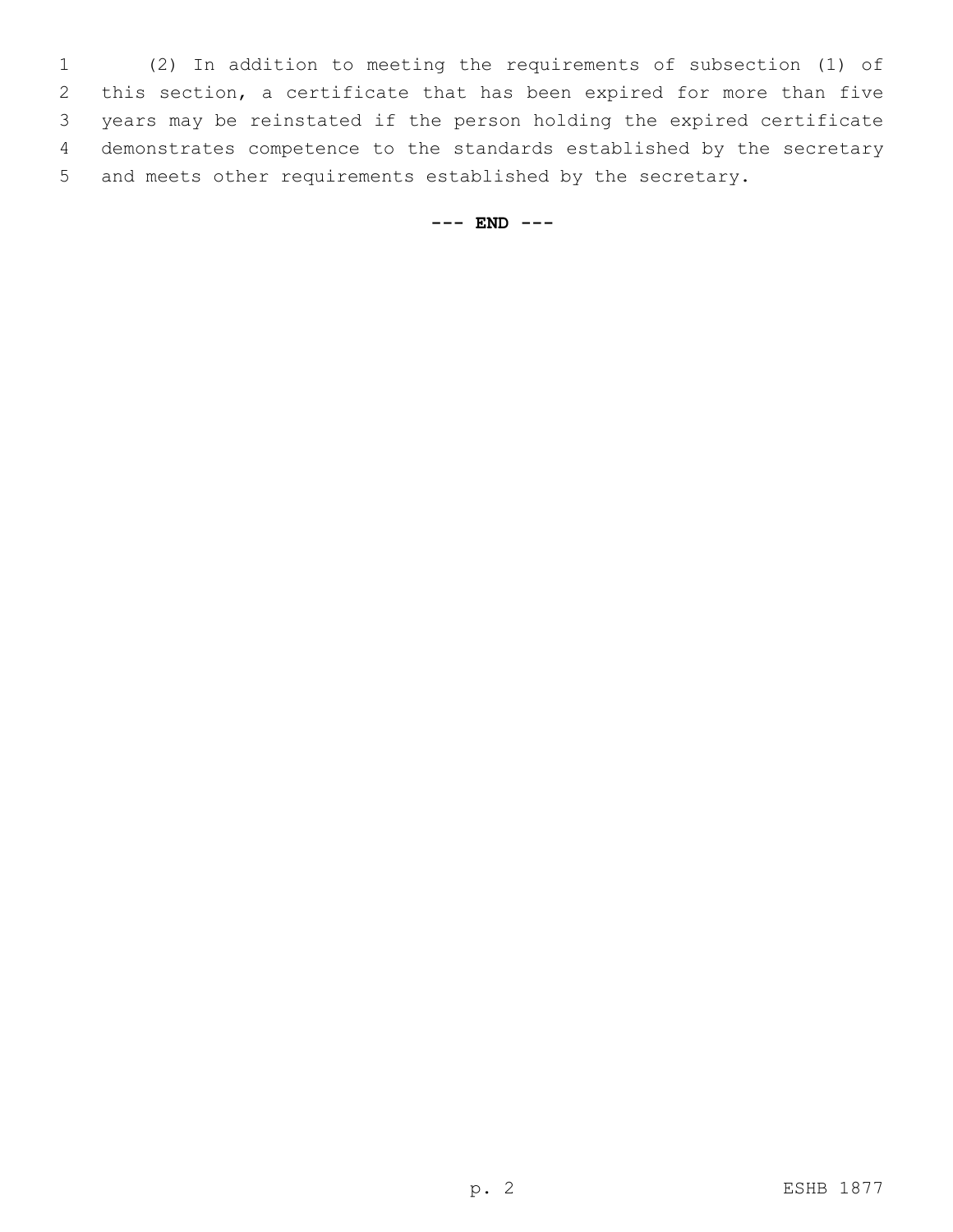(2) In addition to meeting the requirements of subsection (1) of this section, a certificate that has been expired for more than five years may be reinstated if the person holding the expired certificate demonstrates competence to the standards established by the secretary and meets other requirements established by the secretary.

**--- END ---**